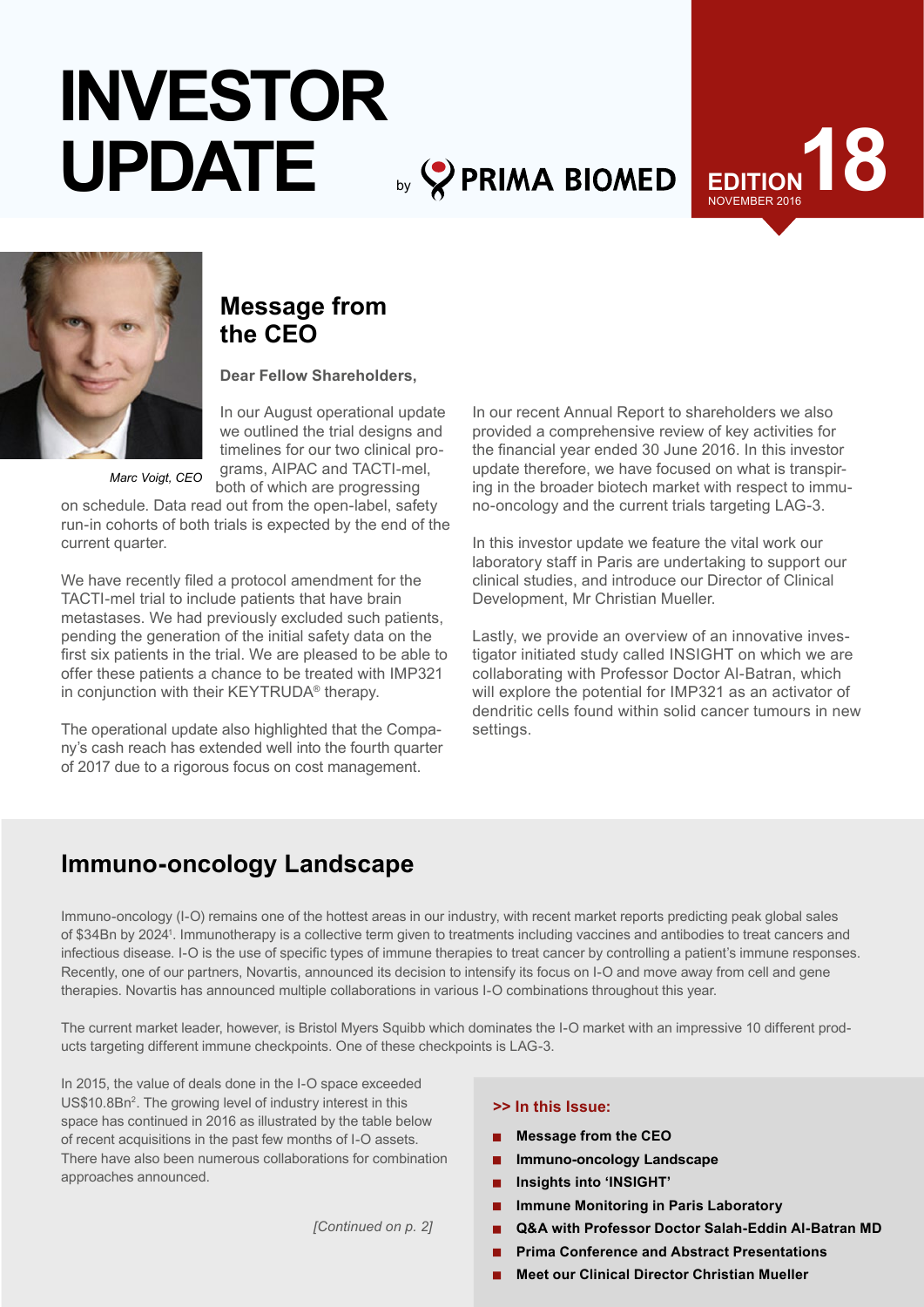# INVESTOR UPDATE

by PRIMA BIOMED

**EDITION 18**
NOVEMBER 2016

## Message from the CEO

Marc Voigt, CEO

**Dear Fellow Shareholders,**

In our August operational update we outlined the trial designs and timelines for our two clinical programs, AIPAC and TACTI-mel, both of which are progressing on schedule. Data read out from the open-label, safety run-in cohorts of both trials is expected by the end of the current quarter.

We have recently filed a protocol amendment for the TACTI-mel trial to include patients that have brain metastases. We had previously excluded such patients, pending the generation of the initial safety data on the first six patients in the trial. We are pleased to be able to offer these patients a chance to be treated with IMP321 in conjunction with their KEYTRUDA® therapy.

The operational update also highlighted that the Company's cash reach has extended well into the fourth quarter of 2017 due to a rigorous focus on cost management.

In our recent Annual Report to shareholders we also provided a comprehensive review of key activities for the financial year ended 30 June 2016. In this investor update therefore, we have focused on what is transpiring in the broader biotech market with respect to immuno-oncology and the current trials targeting LAG-3.

In this investor update we feature the vital work our laboratory staff in Paris are undertaking to support our clinical studies, and introduce our Director of Clinical Development, Mr Christian Mueller.

Lastly, we provide an overview of an innovative investigator initiated study called INSIGHT on which we are collaborating with Professor Doctor Al-Batran, which will explore the potential for IMP321 as an activator of dendritic cells found within solid cancer tumours in new settings.

## Immuno-oncology Landscape

Immuno-oncology (I-O) remains one of the hottest areas in our industry, with recent market reports predicting peak global sales of $34Bn by 2024[1]. Immunotherapy is a collective term given to treatments including vaccines and antibodies to treat cancers and infectious disease. I-O is the use of specific types of immune therapies to treat cancer by controlling a patient's immune responses. Recently, one of our partners, Novartis, announced its decision to intensify its focus on I-O and move away from cell and gene therapies. Novartis has announced multiple collaborations in various I-O combinations throughout this year.

The current market leader, however, is Bristol Myers Squibb which dominates the I-O market with an impressive 10 different products targeting different immune checkpoints. One of these checkpoints is LAG-3.

In 2015, the value of deals done in the I-O space exceeded US$10.8Bn[2]. The growing level of industry interest in this space has continued in 2016 as illustrated by the table below of recent acquisitions in the past few months of I-O assets. There have also been numerous collaborations for combination approaches announced.

*[Continued on p. 2]*

**>> In this Issue:**

- **Message from the CEO**
- **Immuno-oncology Landscape**
- **Insights into 'INSIGHT'**
- **Immune Monitoring in Paris Laboratory**
- **Q&A with Professor Doctor Salah-Eddin Al-Batran MD**
- **Prima Conference and Abstract Presentations**
- **Meet our Clinical Director Christian Mueller**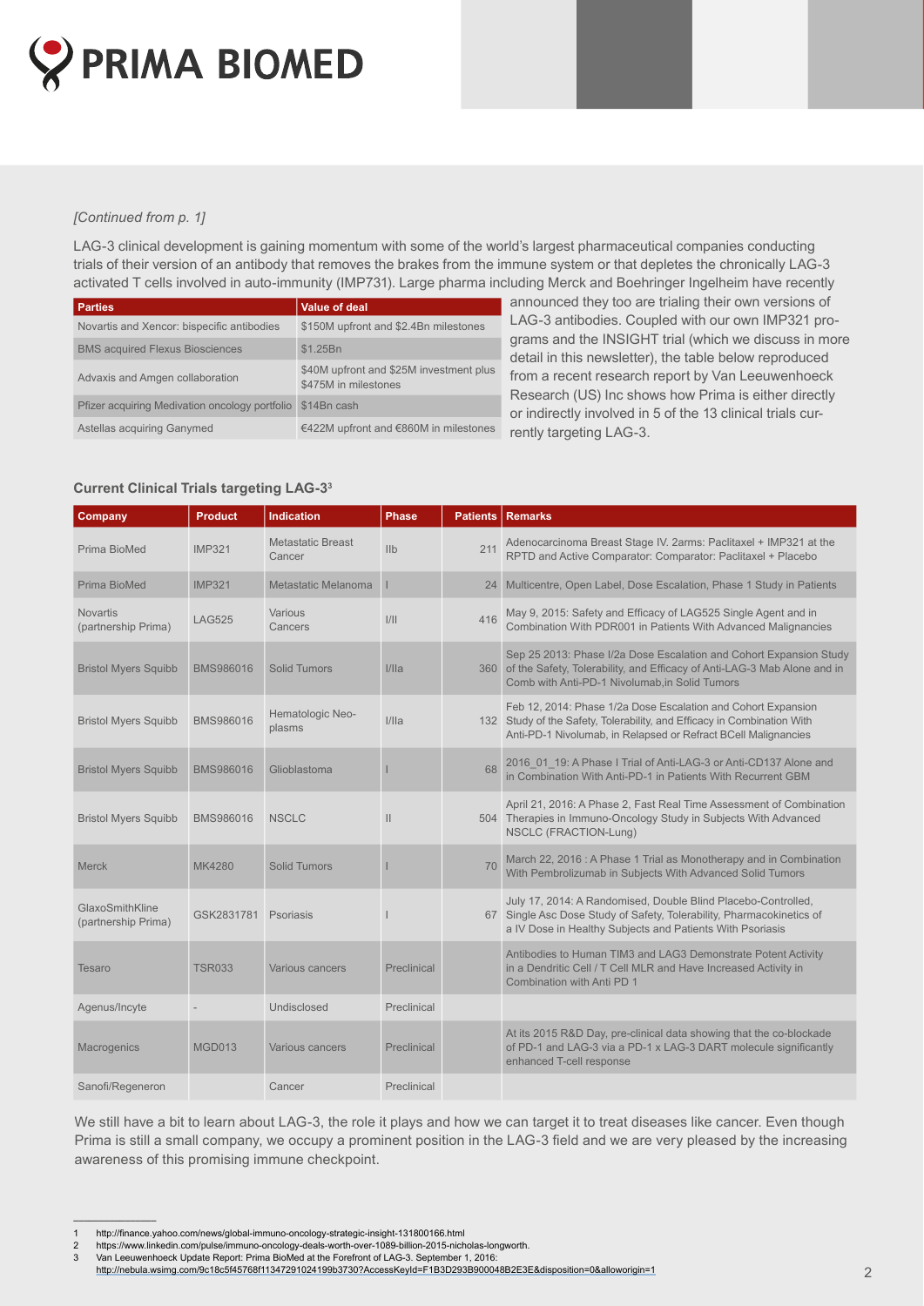*[Continued from p. 1]*

LAG-3 clinical development is gaining momentum with some of the world's largest pharmaceutical companies conducting trials of their version of an antibody that removes the brakes from the immune system or that depletes the chronically LAG-3 activated T cells involved in auto-immunity (IMP731). Large pharma including Merck and Boehringer Ingelheim have recently announced they too are trialing their own versions of LAG-3 antibodies. Coupled with our own IMP321 programs and the INSIGHT trial (which we discuss in more detail in this newsletter), the table below reproduced from a recent research report by Van Leeuwenhoeck Research (US) Inc shows how Prima is either directly or indirectly involved in 5 of the 13 clinical trials currently targeting LAG-3.

| Parties | Value of deal |
|---|---|
| Novartis and Xencor: bispecific antibodies | $150M upfront and $2.4Bn milestones |
| BMS acquired Flexus Biosciences | $1.25Bn |
| Advaxis and Amgen collaboration | $40M upfront and $25M investment plus $475M in milestones |
| Pfizer acquiring Medivation oncology portfolio | $14Bn cash |
| Astellas acquiring Ganymed | €422M upfront and €860M in milestones |

**Current Clinical Trials targeting LAG-3[3]**

| Company | Product | Indication | Phase | Patients | Remarks |
|---|---|---|---|---|---|
| Prima BioMed | IMP321 | Metastatic Breast Cancer | IIb | 211 | Adenocarcinoma Breast Stage IV. 2arms: Paclitaxel + IMP321 at the RPTD and Active Comparator: Comparator: Paclitaxel + Placebo |
| Prima BioMed | IMP321 | Metastatic Melanoma | I | 24 | Multicentre, Open Label, Dose Escalation, Phase 1 Study in Patients |
| Novartis (partnership Prima) | LAG525 | Various Cancers | I/II | 416 | May 9, 2015: Safety and Efficacy of LAG525 Single Agent and in Combination With PDR001 in Patients With Advanced Malignancies |
| Bristol Myers Squibb | BMS986016 | Solid Tumors | I/IIa | 360 | Sep 25 2013: Phase I/2a Dose Escalation and Cohort Expansion Study of the Safety, Tolerability, and Efficacy of Anti-LAG-3 Mab Alone and in Comb with Anti-PD-1 Nivolumab,in Solid Tumors |
| Bristol Myers Squibb | BMS986016 | Hematologic Neoplasms | I/IIa | 132 | Feb 12, 2014: Phase 1/2a Dose Escalation and Cohort Expansion Study of the Safety, Tolerability, and Efficacy in Combination With Anti-PD-1 Nivolumab, in Relapsed or Refract BCell Malignancies |
| Bristol Myers Squibb | BMS986016 | Glioblastoma | I | 68 | 2016_01_19: A Phase I Trial of Anti-LAG-3 or Anti-CD137 Alone and in Combination With Anti-PD-1 in Patients With Recurrent GBM |
| Bristol Myers Squibb | BMS986016 | NSCLC | II | 504 | April 21, 2016: A Phase 2, Fast Real Time Assessment of Combination Therapies in Immuno-Oncology Study in Subjects With Advanced NSCLC (FRACTION-Lung) |
| Merck | MK4280 | Solid Tumors | I | 70 | March 22, 2016 : A Phase 1 Trial as Monotherapy and in Combination With Pembrolizumab in Subjects With Advanced Solid Tumors |
| GlaxoSmithKline (partnership Prima) | GSK2831781 | Psoriasis | I | 67 | July 17, 2014: A Randomised, Double Blind Placebo-Controlled, Single Asc Dose Study of Safety, Tolerability, Pharmacokinetics of a IV Dose in Healthy Subjects and Patients With Psoriasis |
| Tesaro | TSR033 | Various cancers | Preclinical | | Antibodies to Human TIM3 and LAG3 Demonstrate Potent Activity in a Dendritic Cell / T Cell MLR and Have Increased Activity in Combination with Anti PD 1 |
| Agenus/Incyte | - | Undisclosed | Preclinical | | |
| Macrogenics | MGD013 | Various cancers | Preclinical | | At its 2015 R&D Day, pre-clinical data showing that the co-blockade of PD-1 and LAG-3 via a PD-1 x LAG-3 DART molecule significantly enhanced T-cell response |
| Sanofi/Regeneron | | Cancer | Preclinical | | |

We still have a bit to learn about LAG-3, the role it plays and how we can target it to treat diseases like cancer. Even though Prima is still a small company, we occupy a prominent position in the LAG-3 field and we are very pleased by the increasing awareness of this promising immune checkpoint.

---

1 http://finance.yahoo.com/news/global-immuno-oncology-strategic-insight-131800166.html

2 https://www.linkedin.com/pulse/immuno-oncology-deals-worth-over-1089-billion-2015-nicholas-longworth.

3 Van Leeuwenhoeck Update Report: Prima BioMed at the Forefront of LAG-3. September 1, 2016: http://nebula.wsimg.com/9c18c5f45768f11347291024199b3730?AccessKeyId=F1B3D293B900048B2E3E&disposition=0&alloworigin=1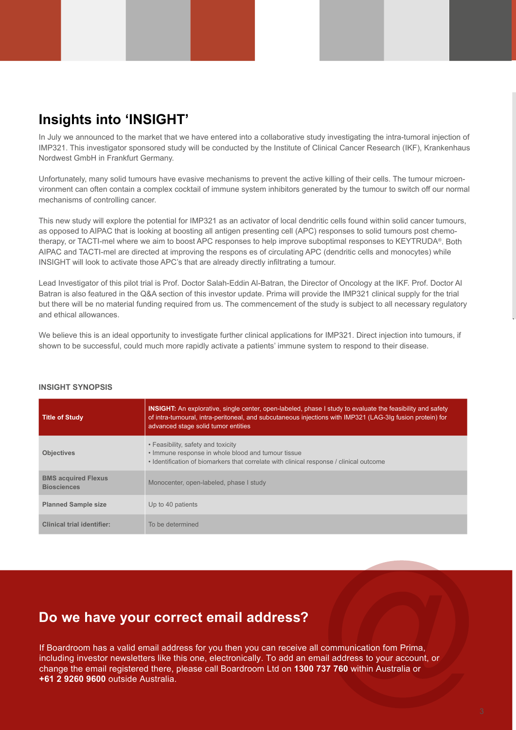## Insights into 'INSIGHT'

In July we announced to the market that we have entered into a collaborative study investigating the intra-tumoral injection of IMP321. This investigator sponsored study will be conducted by the Institute of Clinical Cancer Research (IKF), Krankenhaus Nordwest GmbH in Frankfurt Germany.

Unfortunately, many solid tumours have evasive mechanisms to prevent the active killing of their cells. The tumour microenvironment can often contain a complex cocktail of immune system inhibitors generated by the tumour to switch off our normal mechanisms of controlling cancer.

This new study will explore the potential for IMP321 as an activator of local dendritic cells found within solid cancer tumours, as opposed to AIPAC that is looking at boosting all antigen presenting cell (APC) responses to solid tumours post chemotherapy, or TACTI-mel where we aim to boost APC responses to help improve suboptimal responses to KEYTRUDA®. Both AIPAC and TACTI-mel are directed at improving the respons es of circulating APC (dendritic cells and monocytes) while INSIGHT will look to activate those APC's that are already directly infiltrating a tumour.

Lead Investigator of this pilot trial is Prof. Doctor Salah-Eddin Al-Batran, the Director of Oncology at the IKF. Prof. Doctor Al Batran is also featured in the Q&A section of this investor update. Prima will provide the IMP321 clinical supply for the trial but there will be no material funding required from us. The commencement of the study is subject to all necessary regulatory and ethical allowances.

We believe this is an ideal opportunity to investigate further clinical applications for IMP321. Direct injection into tumours, if shown to be successful, could much more rapidly activate a patients' immune system to respond to their disease.

#### INSIGHT SYNOPSIS

| | |
|---|---|
| **Title of Study** | **INSIGHT:** An explorative, single center, open-labeled, phase I study to evaluate the feasibility and safety of intra-tumoural, intra-peritoneal, and subcutaneous injections with IMP321 (LAG-3Ig fusion protein) for advanced stage solid tumor entities |
| **Objectives** | • Feasibility, safety and toxicity<br>• Immune response in whole blood and tumour tissue<br>• Identification of biomarkers that correlate with clinical response / clinical outcome |
| **BMS acquired Flexus Biosciences** | Monocenter, open-labeled, phase I study |
| **Planned Sample size** | Up to 40 patients |
| **Clinical trial identifier:** | To be determined |

## Do we have your correct email address?

If Boardroom has a valid email address for you then you can receive all communication fom Prima, including investor newsletters like this one, electronically. To add an email address to your account, or change the email registered there, please call Boardroom Ltd on **1300 737 760** within Australia or **+61 2 9260 9600** outside Australia.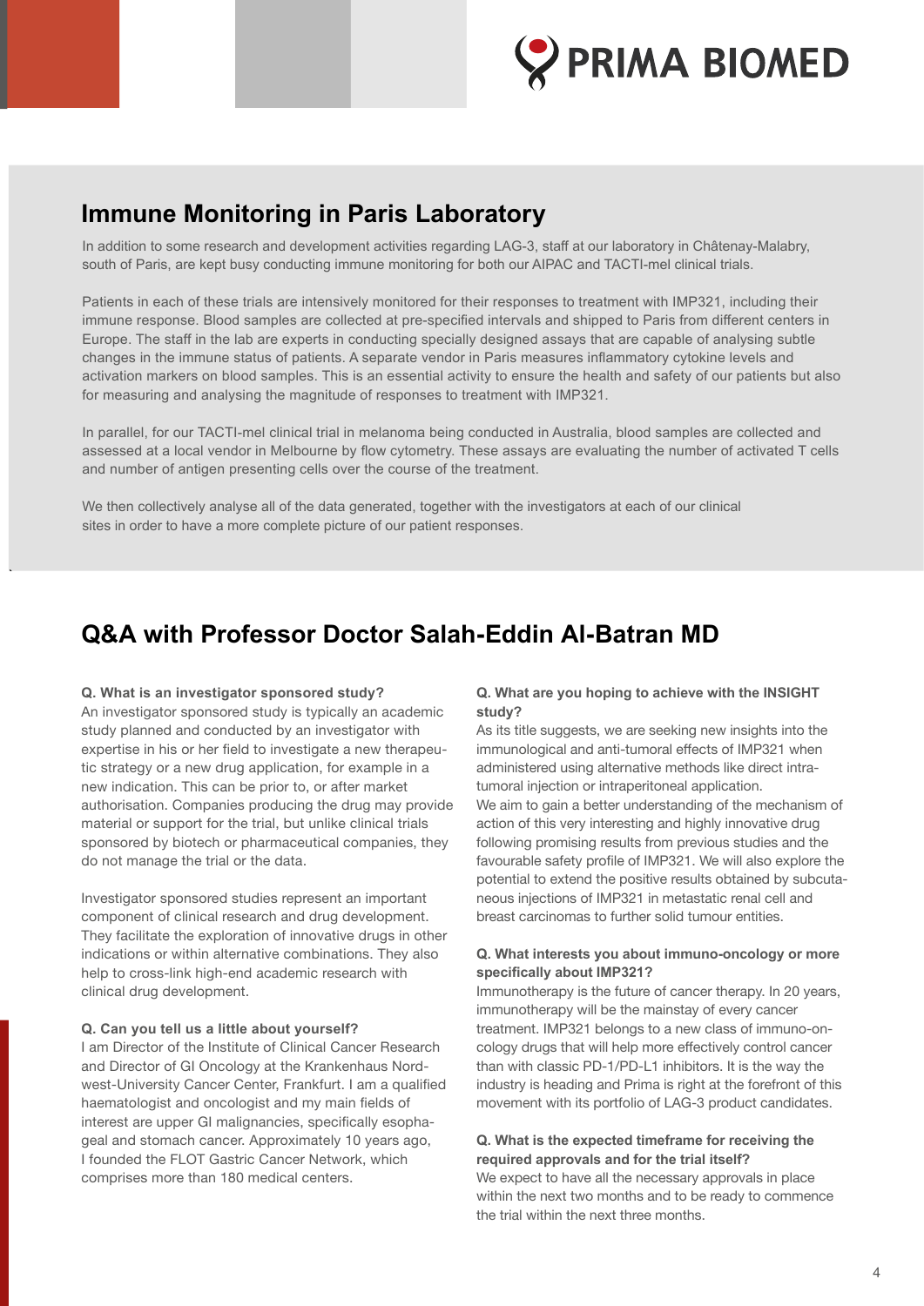## Immune Monitoring in Paris Laboratory

In addition to some research and development activities regarding LAG-3, staff at our laboratory in Châtenay-Malabry, south of Paris, are kept busy conducting immune monitoring for both our AIPAC and TACTI-mel clinical trials.

Patients in each of these trials are intensively monitored for their responses to treatment with IMP321, including their immune response. Blood samples are collected at pre-specified intervals and shipped to Paris from different centers in Europe. The staff in the lab are experts in conducting specially designed assays that are capable of analysing subtle changes in the immune status of patients. A separate vendor in Paris measures inflammatory cytokine levels and activation markers on blood samples. This is an essential activity to ensure the health and safety of our patients but also for measuring and analysing the magnitude of responses to treatment with IMP321.

In parallel, for our TACTI-mel clinical trial in melanoma being conducted in Australia, blood samples are collected and assessed at a local vendor in Melbourne by flow cytometry. These assays are evaluating the number of activated T cells and number of antigen presenting cells over the course of the treatment.

We then collectively analyse all of the data generated, together with the investigators at each of our clinical sites in order to have a more complete picture of our patient responses.

## Q&A with Professor Doctor Salah-Eddin Al-Batran MD

**Q. What is an investigator sponsored study?**
An investigator sponsored study is typically an academic study planned and conducted by an investigator with expertise in his or her field to investigate a new therapeutic strategy or a new drug application, for example in a new indication. This can be prior to, or after market authorisation. Companies producing the drug may provide material or support for the trial, but unlike clinical trials sponsored by biotech or pharmaceutical companies, they do not manage the trial or the data.

Investigator sponsored studies represent an important component of clinical research and drug development. They facilitate the exploration of innovative drugs in other indications or within alternative combinations. They also help to cross-link high-end academic research with clinical drug development.

**Q. Can you tell us a little about yourself?**
I am Director of the Institute of Clinical Cancer Research and Director of GI Oncology at the Krankenhaus Nordwest-University Cancer Center, Frankfurt. I am a qualified haematologist and oncologist and my main fields of interest are upper GI malignancies, specifically esophageal and stomach cancer. Approximately 10 years ago, I founded the FLOT Gastric Cancer Network, which comprises more than 180 medical centers.

**Q. What are you hoping to achieve with the INSIGHT study?**
As its title suggests, we are seeking new insights into the immunological and anti-tumoral effects of IMP321 when administered using alternative methods like direct intra-tumoral injection or intraperitoneal application.
We aim to gain a better understanding of the mechanism of action of this very interesting and highly innovative drug following promising results from previous studies and the favourable safety profile of IMP321. We will also explore the potential to extend the positive results obtained by subcutaneous injections of IMP321 in metastatic renal cell and breast carcinomas to further solid tumour entities.

**Q. What interests you about immuno-oncology or more specifically about IMP321?**
Immunotherapy is the future of cancer therapy. In 20 years, immunotherapy will be the mainstay of every cancer treatment. IMP321 belongs to a new class of immuno-oncology drugs that will help more effectively control cancer than with classic PD-1/PD-L1 inhibitors. It is the way the industry is heading and Prima is right at the forefront of this movement with its portfolio of LAG-3 product candidates.

**Q. What is the expected timeframe for receiving the required approvals and for the trial itself?**
We expect to have all the necessary approvals in place within the next two months and to be ready to commence the trial within the next three months.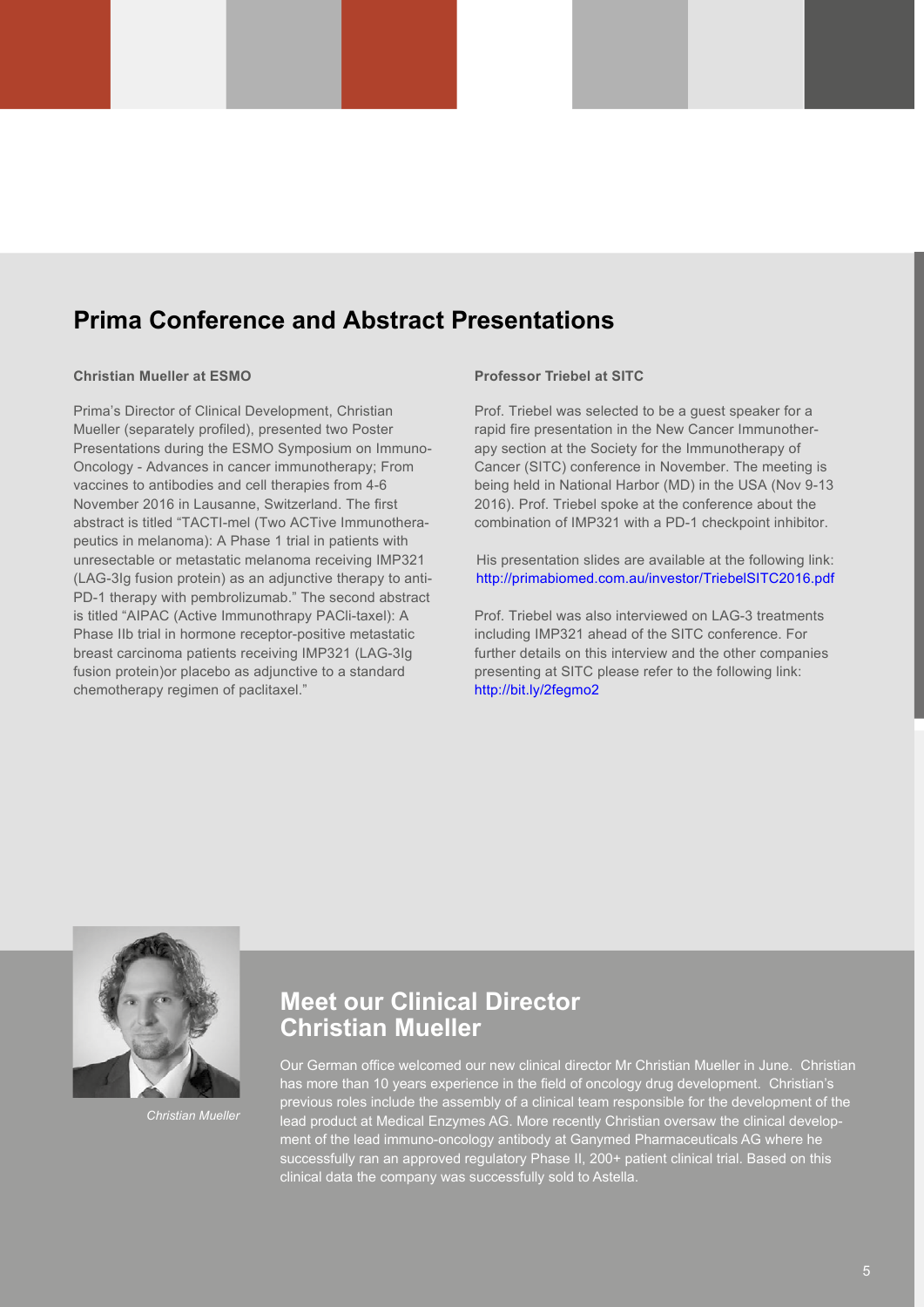## Prima Conference and Abstract Presentations

**Christian Mueller at ESMO**

Prima's Director of Clinical Development, Christian Mueller (separately profiled), presented two Poster Presentations during the ESMO Symposium on Immuno-Oncology - Advances in cancer immunotherapy; From vaccines to antibodies and cell therapies from 4-6 November 2016 in Lausanne, Switzerland. The first abstract is titled "TACTI-mel (Two ACTive Immunotherapeutics in melanoma): A Phase 1 trial in patients with unresectable or metastatic melanoma receiving IMP321 (LAG-3Ig fusion protein) as an adjunctive therapy to anti-PD-1 therapy with pembrolizumab." The second abstract is titled "AIPAC (Active Immunotherapy PACli-taxel): A Phase IIb trial in hormone receptor-positive metastatic breast carcinoma patients receiving IMP321 (LAG-3Ig fusion protein)or placebo as adjunctive to a standard chemotherapy regimen of paclitaxel."

**Professor Triebel at SITC**

Prof. Triebel was selected to be a guest speaker for a rapid fire presentation in the New Cancer Immunotherapy section at the Society for the Immunotherapy of Cancer (SITC) conference in November. The meeting is being held in National Harbor (MD) in the USA (Nov 9-13 2016). Prof. Triebel spoke at the conference about the combination of IMP321 with a PD-1 checkpoint inhibitor.

His presentation slides are available at the following link: http://primabiomed.com.au/investor/TriebelSITC2016.pdf

Prof. Triebel was also interviewed on LAG-3 treatments including IMP321 ahead of the SITC conference. For further details on this interview and the other companies presenting at SITC please refer to the following link: http://bit.ly/2fegmo2

*Christian Mueller*

## Meet our Clinical Director Christian Mueller

Our German office welcomed our new clinical director Mr Christian Mueller in June. Christian has more than 10 years experience in the field of oncology drug development. Christian's previous roles include the assembly of a clinical team responsible for the development of the lead product at Medical Enzymes AG. More recently Christian oversaw the clinical development of the lead immuno-oncology antibody at Ganymed Pharmaceuticals AG where he successfully ran an approved regulatory Phase II, 200+ patient clinical trial. Based on this clinical data the company was successfully sold to Astella.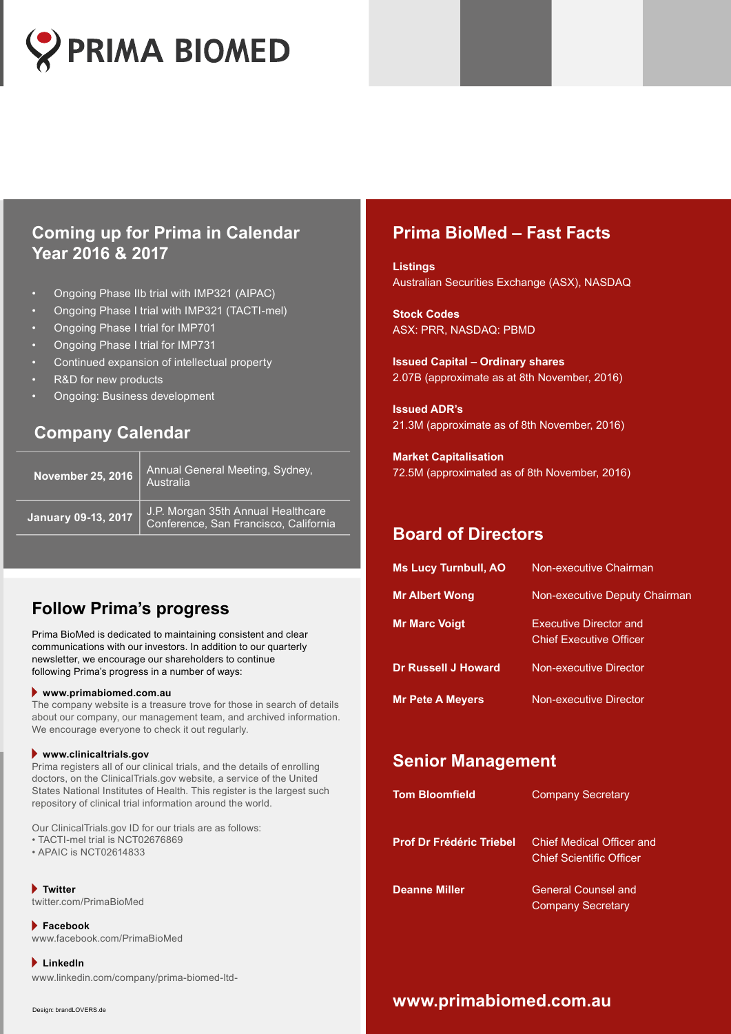# PRIMA BIOMED

## Coming up for Prima in Calendar Year 2016 & 2017

- Ongoing Phase IIb trial with IMP321 (AIPAC)
- Ongoing Phase I trial with IMP321 (TACTI-mel)
- Ongoing Phase I trial for IMP701
- Ongoing Phase I trial for IMP731
- Continued expansion of intellectual property
- R&D for new products
- Ongoing: Business development

## Company Calendar

| | |
|---|---|
| **November 25, 2016** | Annual General Meeting, Sydney, Australia |
| **January 09-13, 2017** | J.P. Morgan 35th Annual Healthcare Conference, San Francisco, California |

## Follow Prima's progress

Prima BioMed is dedicated to maintaining consistent and clear communications with our investors. In addition to our quarterly newsletter, we encourage our shareholders to continue following Prima's progress in a number of ways:

**www.primabiomed.com.au**
The company website is a treasure trove for those in search of details about our company, our management team, and archived information. We encourage everyone to check it out regularly.

**www.clinicaltrials.gov**
Prima registers all of our clinical trials, and the details of enrolling doctors, on the ClinicalTrials.gov website, a service of the United States National Institutes of Health. This register is the largest such repository of clinical trial information around the world.

Our ClinicalTrials.gov ID for our trials are as follows:
• TACTI-mel trial is NCT02676869
• APAIC is NCT02614833

**Twitter**
twitter.com/PrimaBioMed

**Facebook**
www.facebook.com/PrimaBioMed

**LinkedIn**
www.linkedin.com/company/prima-biomed-ltd-

Design: brandLOVERS.de

## Prima BioMed – Fast Facts

**Listings**
Australian Securities Exchange (ASX), NASDAQ

**Stock Codes**
ASX: PRR, NASDAQ: PBMD

**Issued Capital – Ordinary shares**
2.07B (approximate as at 8th November, 2016)

**Issued ADR's**
21.3M (approximate as of 8th November, 2016)

**Market Capitalisation**
72.5M (approximated as of 8th November, 2016)

## Board of Directors

| | |
|---|---|
| **Ms Lucy Turnbull, AO** | Non-executive Chairman |
| **Mr Albert Wong** | Non-executive Deputy Chairman |
| **Mr Marc Voigt** | Executive Director and Chief Executive Officer |
| **Dr Russell J Howard** | Non-executive Director |
| **Mr Pete A Meyers** | Non-executive Director |

## Senior Management

| | |
|---|---|
| **Tom Bloomfield** | Company Secretary |
| **Prof Dr Frédéric Triebel** | Chief Medical Officer and Chief Scientific Officer |
| **Deanne Miller** | General Counsel and Company Secretary |

**www.primabiomed.com.au**